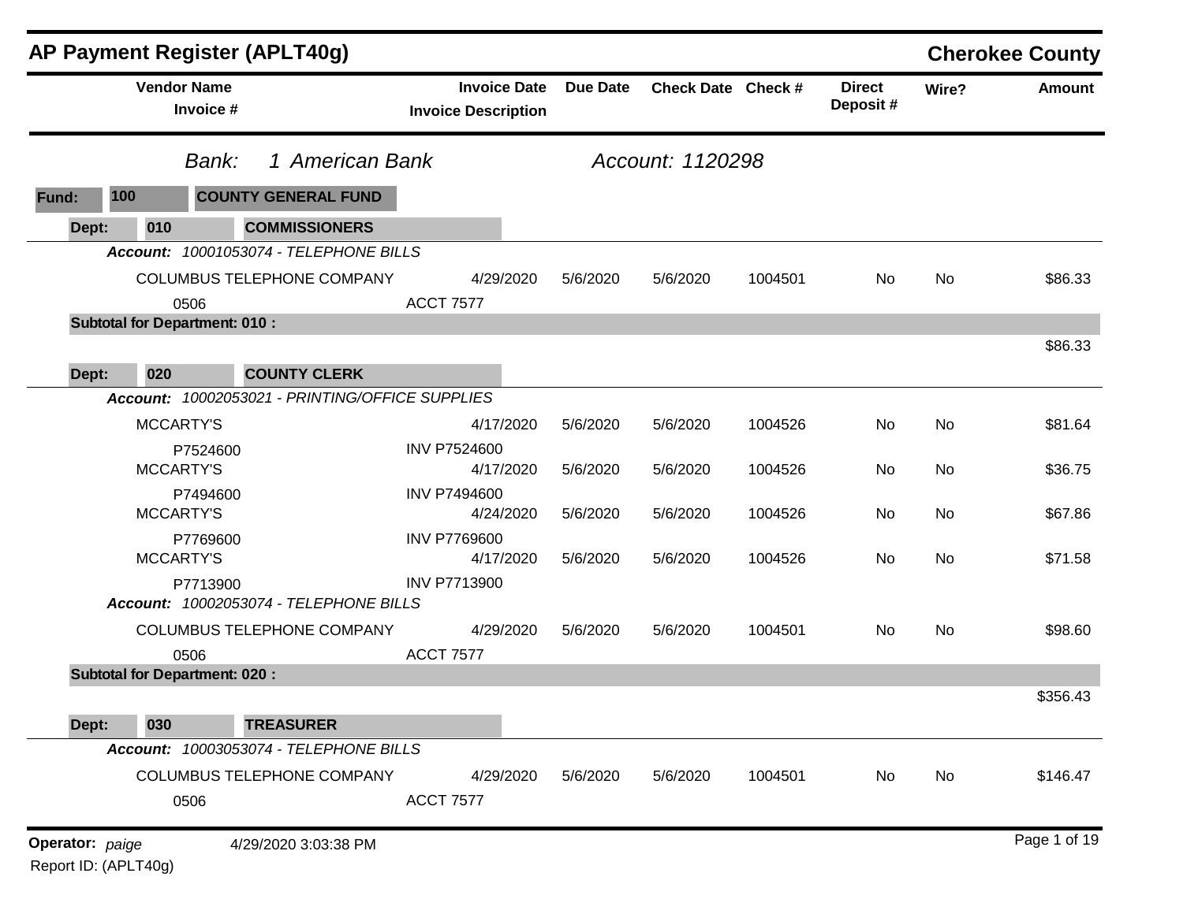# AP Payment Register (APLT40g)

## Cherokee County

| Vendor Name / Invoice # | Invoice Date / Invoice Description | Due Date | Check Date | Check # | Direct Deposit # | Wire? | Amount |
|---|---|---|---|---|---|---|---|

*Bank:* *1 American Bank* *Account: 1120298*

**Fund: 100 COUNTY GENERAL FUND**

**Dept: 010 COMMISSIONERS**

***Account:*** *10001053074 - TELEPHONE BILLS*

| Vendor Name / Invoice # | Invoice Date / Invoice Description | Due Date | Check Date | Check # | Direct Deposit # | Wire? | Amount |
|---|---|---|---|---|---|---|---|
| COLUMBUS TELEPHONE COMPANY | 4/29/2020 | 5/6/2020 | 5/6/2020 | 1004501 | No | No | $86.33 |
| 0506 | ACCT 7577 | | | | | | |

**Subtotal for Department: 010 :** $86.33

**Dept: 020 COUNTY CLERK**

***Account:*** *10002053021 - PRINTING/OFFICE SUPPLIES*

| Vendor Name / Invoice # | Invoice Date / Invoice Description | Due Date | Check Date | Check # | Direct Deposit # | Wire? | Amount |
|---|---|---|---|---|---|---|---|
| MCCARTY'S | 4/17/2020 | 5/6/2020 | 5/6/2020 | 1004526 | No | No | $81.64 |
| P7524600 | INV P7524600 | | | | | | |
| MCCARTY'S | 4/17/2020 | 5/6/2020 | 5/6/2020 | 1004526 | No | No | $36.75 |
| P7494600 | INV P7494600 | | | | | | |
| MCCARTY'S | 4/24/2020 | 5/6/2020 | 5/6/2020 | 1004526 | No | No | $67.86 |
| P7769600 | INV P7769600 | | | | | | |
| MCCARTY'S | 4/17/2020 | 5/6/2020 | 5/6/2020 | 1004526 | No | No | $71.58 |
| P7713900 | INV P7713900 | | | | | | |

***Account:*** *10002053074 - TELEPHONE BILLS*

| Vendor Name / Invoice # | Invoice Date / Invoice Description | Due Date | Check Date | Check # | Direct Deposit # | Wire? | Amount |
|---|---|---|---|---|---|---|---|
| COLUMBUS TELEPHONE COMPANY | 4/29/2020 | 5/6/2020 | 5/6/2020 | 1004501 | No | No | $98.60 |
| 0506 | ACCT 7577 | | | | | | |

**Subtotal for Department: 020 :** $356.43

**Dept: 030 TREASURER**

***Account:*** *10003053074 - TELEPHONE BILLS*

| Vendor Name / Invoice # | Invoice Date / Invoice Description | Due Date | Check Date | Check # | Direct Deposit # | Wire? | Amount |
|---|---|---|---|---|---|---|---|
| COLUMBUS TELEPHONE COMPANY | 4/29/2020 | 5/6/2020 | 5/6/2020 | 1004501 | No | No | $146.47 |
| 0506 | ACCT 7577 | | | | | | |

**Operator:** *paige* 4/29/2020 3:03:38 PM

Report ID: (APLT40g)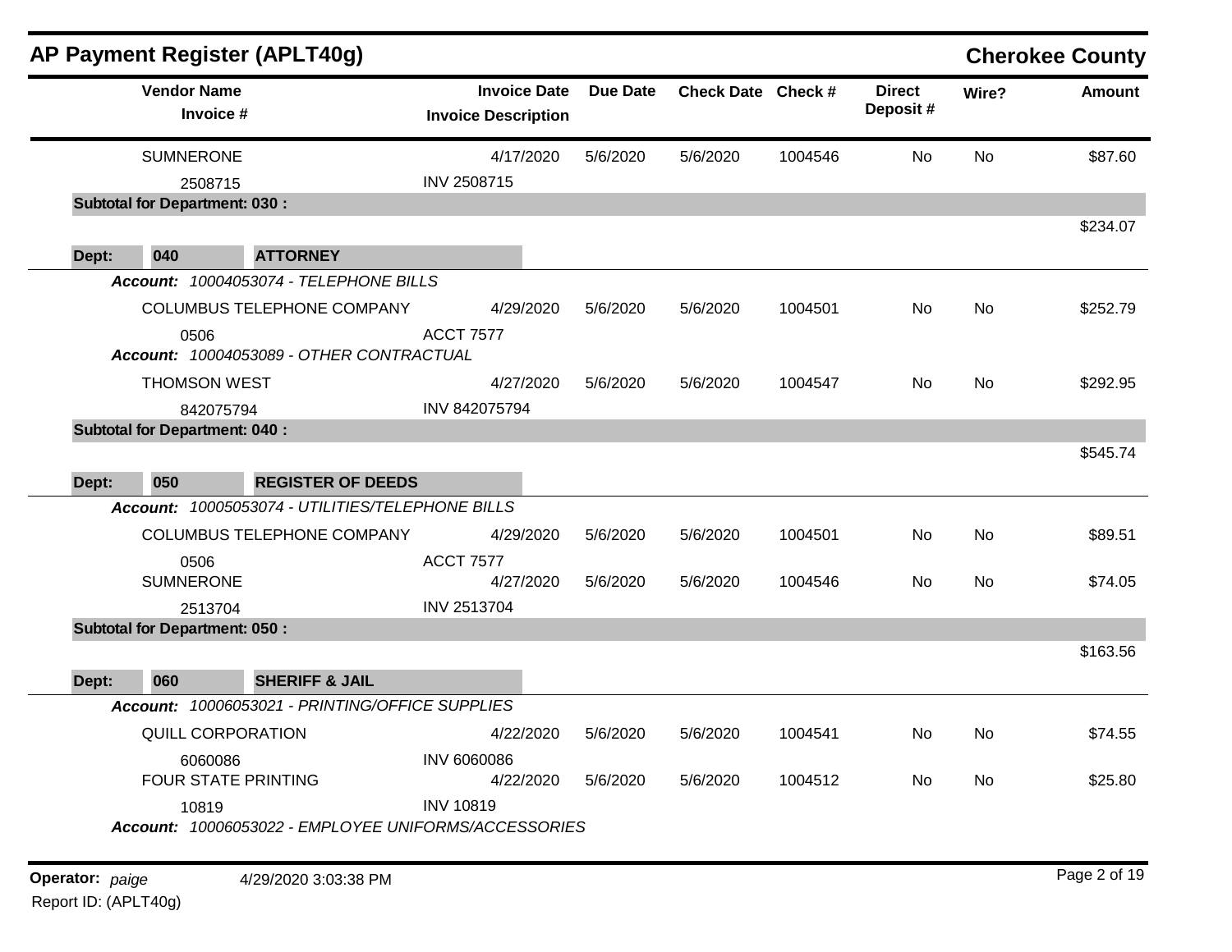## AP Payment Register (APLT40g)

**Cherokee County**

| Vendor Name / Invoice # | Invoice Date / Invoice Description | Due Date | Check Date | Check # | Direct Deposit # | Wire? | Amount |
|---|---|---|---|---|---|---|---|
| SUMNERONE | 4/17/2020 | 5/6/2020 | 5/6/2020 | 1004546 | No | No | $87.60 |
| 2508715 | INV 2508715 | | | | | | |
| **Subtotal for Department: 030 :** | | | | | | | $234.07 |
| **Dept: 040 ATTORNEY** | | | | | | | |
| ***Account:*** *10004053074 - TELEPHONE BILLS* | | | | | | | |
| COLUMBUS TELEPHONE COMPANY | 4/29/2020 | 5/6/2020 | 5/6/2020 | 1004501 | No | No | $252.79 |
| 0506 | ACCT 7577 | | | | | | |
| ***Account:*** *10004053089 - OTHER CONTRACTUAL* | | | | | | | |
| THOMSON WEST | 4/27/2020 | 5/6/2020 | 5/6/2020 | 1004547 | No | No | $292.95 |
| 842075794 | INV 842075794 | | | | | | |
| **Subtotal for Department: 040 :** | | | | | | | $545.74 |
| **Dept: 050 REGISTER OF DEEDS** | | | | | | | |
| ***Account:*** *10005053074 - UTILITIES/TELEPHONE BILLS* | | | | | | | |
| COLUMBUS TELEPHONE COMPANY | 4/29/2020 | 5/6/2020 | 5/6/2020 | 1004501 | No | No | $89.51 |
| 0506 | ACCT 7577 | | | | | | |
| SUMNERONE | 4/27/2020 | 5/6/2020 | 5/6/2020 | 1004546 | No | No | $74.05 |
| 2513704 | INV 2513704 | | | | | | |
| **Subtotal for Department: 050 :** | | | | | | | $163.56 |
| **Dept: 060 SHERIFF & JAIL** | | | | | | | |
| ***Account:*** *10006053021 - PRINTING/OFFICE SUPPLIES* | | | | | | | |
| QUILL CORPORATION | 4/22/2020 | 5/6/2020 | 5/6/2020 | 1004541 | No | No | $74.55 |
| 6060086 | INV 6060086 | | | | | | |
| FOUR STATE PRINTING | 4/22/2020 | 5/6/2020 | 5/6/2020 | 1004512 | No | No | $25.80 |
| 10819 | INV 10819 | | | | | | |
| ***Account:*** *10006053022 - EMPLOYEE UNIFORMS/ACCESSORIES* | | | | | | | |

**Operator:** *paige* 4/29/2020 3:03:38 PM

Report ID: (APLT40g)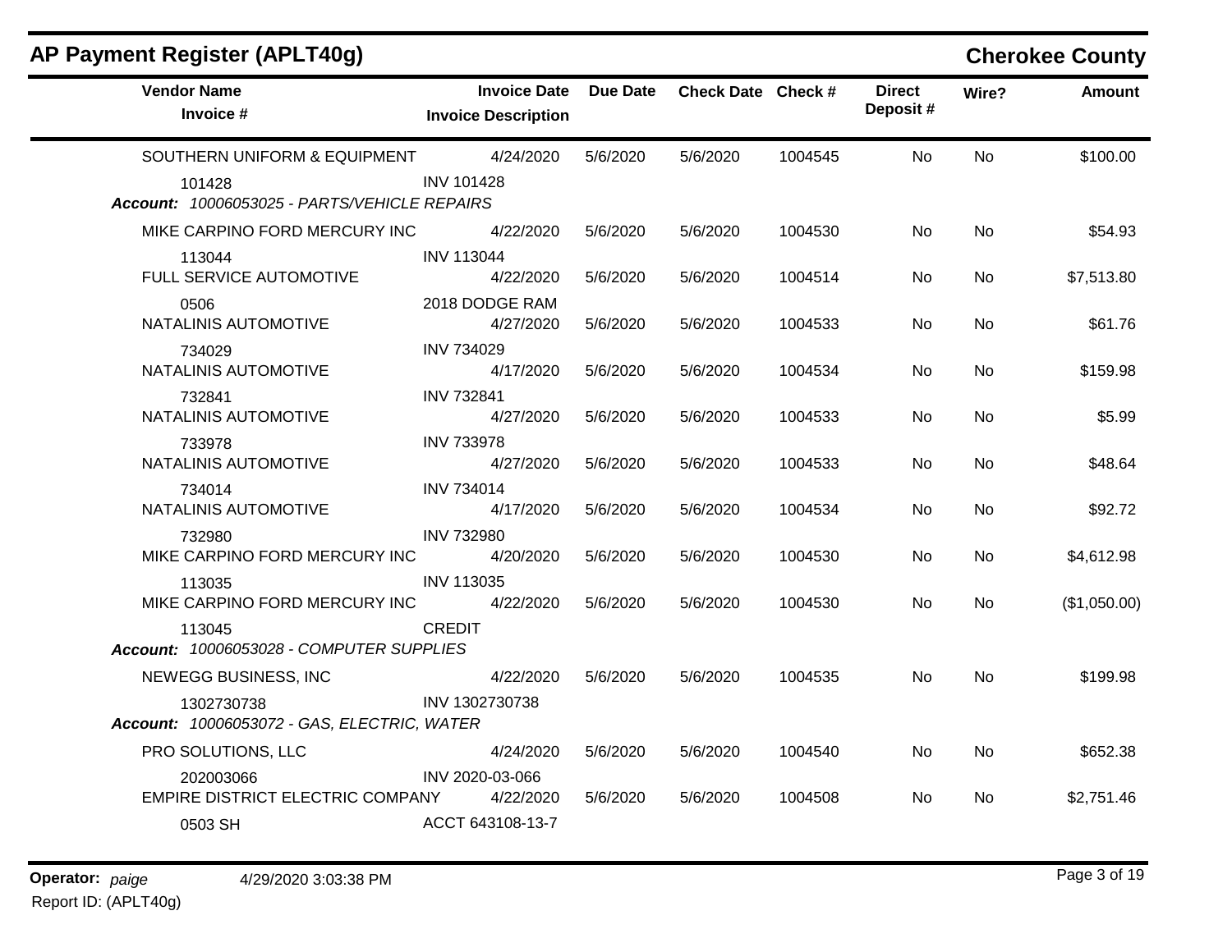## AP Payment Register (APLT40g)

**Cherokee County**

| Vendor Name / Invoice # | Invoice Date / Invoice Description | Due Date | Check Date | Check # | Direct Deposit # | Wire? | Amount |
|---|---|---|---|---|---|---|---|
| SOUTHERN UNIFORM & EQUIPMENT | 4/24/2020 | 5/6/2020 | 5/6/2020 | 1004545 | No | No | $100.00 |
| 101428 | INV 101428 | | | | | | |
| ***Account:* 10006053025 - PARTS/VEHICLE REPAIRS** | | | | | | | |
| MIKE CARPINO FORD MERCURY INC | 4/22/2020 | 5/6/2020 | 5/6/2020 | 1004530 | No | No | $54.93 |
| 113044 | INV 113044 | | | | | | |
| FULL SERVICE AUTOMOTIVE | 4/22/2020 | 5/6/2020 | 5/6/2020 | 1004514 | No | No | $7,513.80 |
| 0506 | 2018 DODGE RAM | | | | | | |
| NATALINIS AUTOMOTIVE | 4/27/2020 | 5/6/2020 | 5/6/2020 | 1004533 | No | No | $61.76 |
| 734029 | INV 734029 | | | | | | |
| NATALINIS AUTOMOTIVE | 4/17/2020 | 5/6/2020 | 5/6/2020 | 1004534 | No | No | $159.98 |
| 732841 | INV 732841 | | | | | | |
| NATALINIS AUTOMOTIVE | 4/27/2020 | 5/6/2020 | 5/6/2020 | 1004533 | No | No | $5.99 |
| 733978 | INV 733978 | | | | | | |
| NATALINIS AUTOMOTIVE | 4/27/2020 | 5/6/2020 | 5/6/2020 | 1004533 | No | No | $48.64 |
| 734014 | INV 734014 | | | | | | |
| NATALINIS AUTOMOTIVE | 4/17/2020 | 5/6/2020 | 5/6/2020 | 1004534 | No | No | $92.72 |
| 732980 | INV 732980 | | | | | | |
| MIKE CARPINO FORD MERCURY INC | 4/20/2020 | 5/6/2020 | 5/6/2020 | 1004530 | No | No | $4,612.98 |
| 113035 | INV 113035 | | | | | | |
| MIKE CARPINO FORD MERCURY INC | 4/22/2020 | 5/6/2020 | 5/6/2020 | 1004530 | No | No | ($1,050.00) |
| 113045 | CREDIT | | | | | | |
| ***Account:* 10006053028 - COMPUTER SUPPLIES** | | | | | | | |
| NEWEGG BUSINESS, INC | 4/22/2020 | 5/6/2020 | 5/6/2020 | 1004535 | No | No | $199.98 |
| 1302730738 | INV 1302730738 | | | | | | |
| ***Account:* 10006053072 - GAS, ELECTRIC, WATER** | | | | | | | |
| PRO SOLUTIONS, LLC | 4/24/2020 | 5/6/2020 | 5/6/2020 | 1004540 | No | No | $652.38 |
| 202003066 | INV 2020-03-066 | | | | | | |
| EMPIRE DISTRICT ELECTRIC COMPANY | 4/22/2020 | 5/6/2020 | 5/6/2020 | 1004508 | No | No | $2,751.46 |
| 0503 SH | ACCT 643108-13-7 | | | | | | |

**Operator:** *paige* 4/29/2020 3:03:38 PM

Report ID: (APLT40g)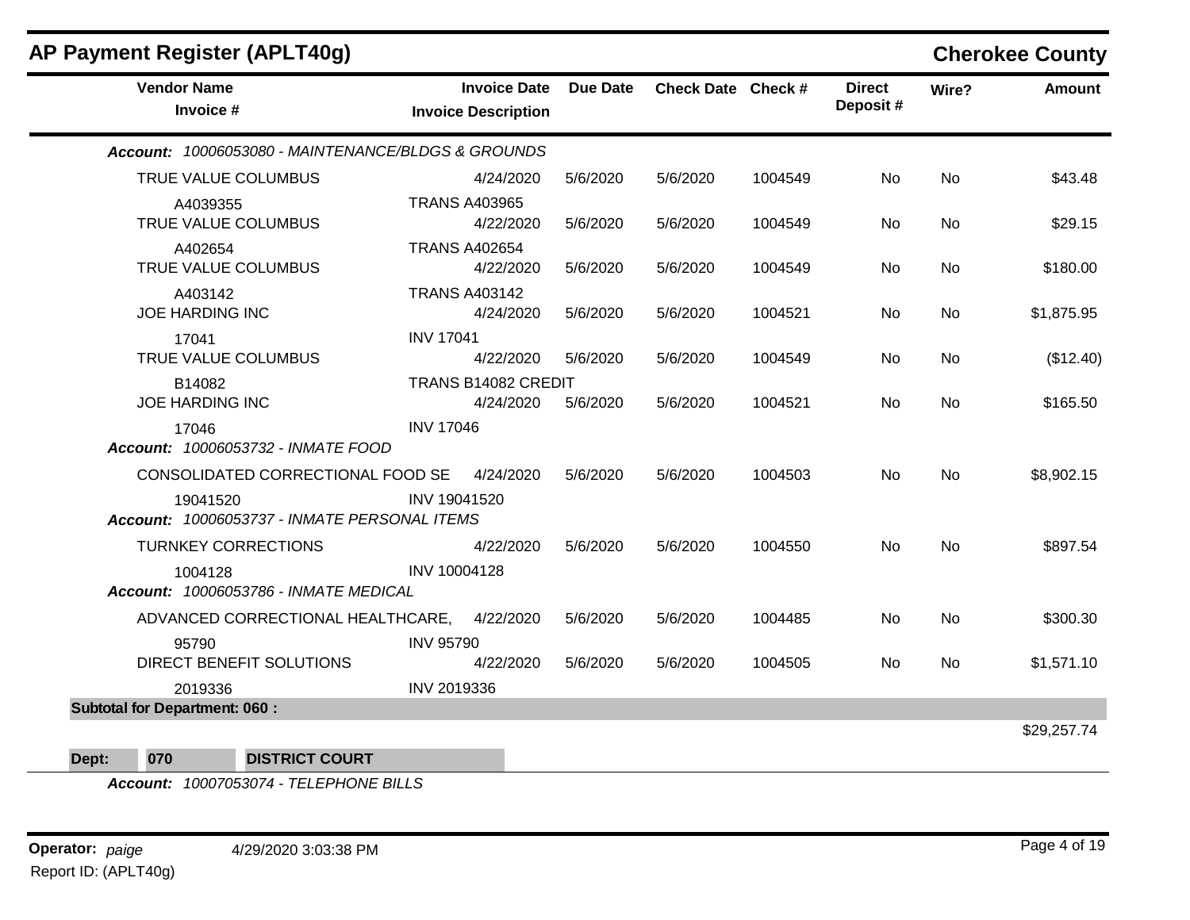## AP Payment Register (APLT40g)

**Cherokee County**

| Vendor Name / Invoice # | Invoice Date / Invoice Description | Due Date | Check Date | Check # | Direct Deposit # | Wire? | Amount |
|---|---|---|---|---|---|---|---|
| ***Account: 10006053080 - MAINTENANCE/BLDGS & GROUNDS*** | | | | | | | |
| TRUE VALUE COLUMBUS | 4/24/2020 | 5/6/2020 | 5/6/2020 | 1004549 | No | No | $43.48 |
| A4039355 | TRANS A403965 | | | | | | |
| TRUE VALUE COLUMBUS | 4/22/2020 | 5/6/2020 | 5/6/2020 | 1004549 | No | No | $29.15 |
| A402654 | TRANS A402654 | | | | | | |
| TRUE VALUE COLUMBUS | 4/22/2020 | 5/6/2020 | 5/6/2020 | 1004549 | No | No | $180.00 |
| A403142 | TRANS A403142 | | | | | | |
| JOE HARDING INC | 4/24/2020 | 5/6/2020 | 5/6/2020 | 1004521 | No | No | $1,875.95 |
| 17041 | INV 17041 | | | | | | |
| TRUE VALUE COLUMBUS | 4/22/2020 | 5/6/2020 | 5/6/2020 | 1004549 | No | No | ($12.40) |
| B14082 | TRANS B14082 CREDIT | | | | | | |
| JOE HARDING INC | 4/24/2020 | 5/6/2020 | 5/6/2020 | 1004521 | No | No | $165.50 |
| 17046 | INV 17046 | | | | | | |
| ***Account: 10006053732 - INMATE FOOD*** | | | | | | | |
| CONSOLIDATED CORRECTIONAL FOOD SE | 4/24/2020 | 5/6/2020 | 5/6/2020 | 1004503 | No | No | $8,902.15 |
| 19041520 | INV 19041520 | | | | | | |
| ***Account: 10006053737 - INMATE PERSONAL ITEMS*** | | | | | | | |
| TURNKEY CORRECTIONS | 4/22/2020 | 5/6/2020 | 5/6/2020 | 1004550 | No | No | $897.54 |
| 1004128 | INV 10004128 | | | | | | |
| ***Account: 10006053786 - INMATE MEDICAL*** | | | | | | | |
| ADVANCED CORRECTIONAL HEALTHCARE, | 4/22/2020 | 5/6/2020 | 5/6/2020 | 1004485 | No | No | $300.30 |
| 95790 | INV 95790 | | | | | | |
| DIRECT BENEFIT SOLUTIONS | 4/22/2020 | 5/6/2020 | 5/6/2020 | 1004505 | No | No | $1,571.10 |
| 2019336 | INV 2019336 | | | | | | |
| **Subtotal for Department: 060 :** | | | | | | | $29,257.74 |

**Dept: 070 DISTRICT COURT**

***Account: 10007053074 - TELEPHONE BILLS***

**Operator:** *paige* 4/29/2020 3:03:38 PM

Report ID: (APLT40g)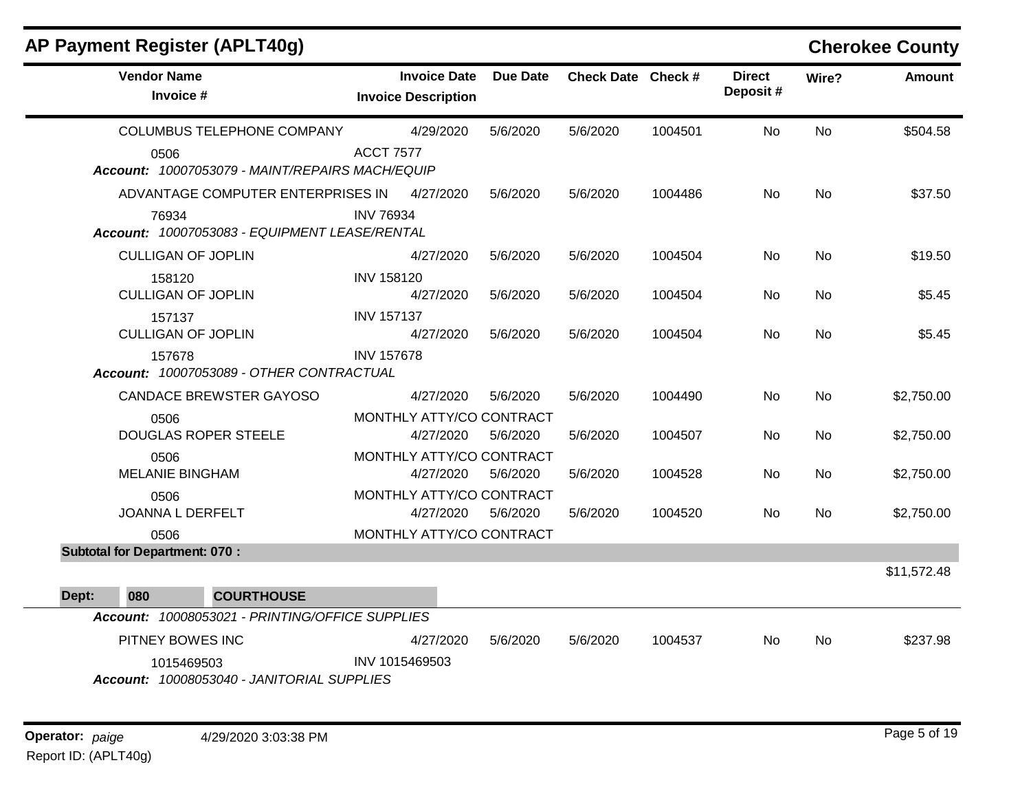# AP Payment Register (APLT40g)

**Cherokee County**

| Vendor Name / Invoice # | Invoice Date / Invoice Description | Due Date | Check Date | Check # | Direct Deposit # | Wire? | Amount |
|---|---|---|---|---|---|---|---|
| COLUMBUS TELEPHONE COMPANY | 4/29/2020 | 5/6/2020 | 5/6/2020 | 1004501 | No | No | $504.58 |
| 0506 | ACCT 7577 | | | | | | |
| ***Account:*** *10007053079 - MAINT/REPAIRS MACH/EQUIP* | | | | | | | |
| ADVANTAGE COMPUTER ENTERPRISES IN | 4/27/2020 | 5/6/2020 | 5/6/2020 | 1004486 | No | No | $37.50 |
| 76934 | INV 76934 | | | | | | |
| ***Account:*** *10007053083 - EQUIPMENT LEASE/RENTAL* | | | | | | | |
| CULLIGAN OF JOPLIN | 4/27/2020 | 5/6/2020 | 5/6/2020 | 1004504 | No | No | $19.50 |
| 158120 | INV 158120 | | | | | | |
| CULLIGAN OF JOPLIN | 4/27/2020 | 5/6/2020 | 5/6/2020 | 1004504 | No | No | $5.45 |
| 157137 | INV 157137 | | | | | | |
| CULLIGAN OF JOPLIN | 4/27/2020 | 5/6/2020 | 5/6/2020 | 1004504 | No | No | $5.45 |
| 157678 | INV 157678 | | | | | | |
| ***Account:*** *10007053089 - OTHER CONTRACTUAL* | | | | | | | |
| CANDACE BREWSTER GAYOSO | 4/27/2020 | 5/6/2020 | 5/6/2020 | 1004490 | No | No | $2,750.00 |
| 0506 | MONTHLY ATTY/CO CONTRACT | | | | | | |
| DOUGLAS ROPER STEELE | 4/27/2020 | 5/6/2020 | 5/6/2020 | 1004507 | No | No | $2,750.00 |
| 0506 | MONTHLY ATTY/CO CONTRACT | | | | | | |
| MELANIE BINGHAM | 4/27/2020 | 5/6/2020 | 5/6/2020 | 1004528 | No | No | $2,750.00 |
| 0506 | MONTHLY ATTY/CO CONTRACT | | | | | | |
| JOANNA L DERFELT | 4/27/2020 | 5/6/2020 | 5/6/2020 | 1004520 | No | No | $2,750.00 |
| 0506 | MONTHLY ATTY/CO CONTRACT | | | | | | |
| **Subtotal for Department: 070 :** | | | | | | | $11,572.48 |

**Dept: 080 COURTHOUSE**

| Vendor Name / Invoice # | Invoice Date / Invoice Description | Due Date | Check Date | Check # | Direct Deposit # | Wire? | Amount |
|---|---|---|---|---|---|---|---|
| ***Account:*** *10008053021 - PRINTING/OFFICE SUPPLIES* | | | | | | | |
| PITNEY BOWES INC | 4/27/2020 | 5/6/2020 | 5/6/2020 | 1004537 | No | No | $237.98 |
| 1015469503 | INV 1015469503 | | | | | | |
| ***Account:*** *10008053040 - JANITORIAL SUPPLIES* | | | | | | | |

**Operator:** *paige* 4/29/2020 3:03:38 PM

Report ID: (APLT40g)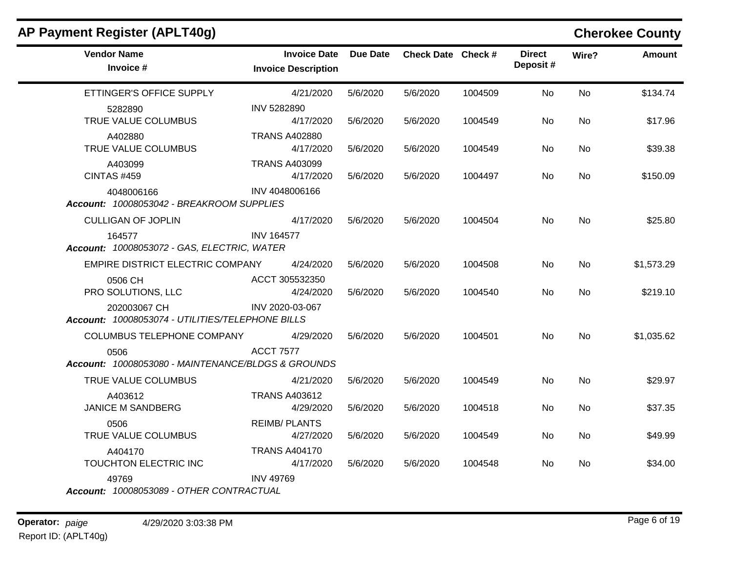## AP Payment Register (APLT40g) — Cherokee County

| Vendor Name / Invoice # | Invoice Date / Invoice Description | Due Date | Check Date | Check # | Direct Deposit # | Wire? | Amount |
|---|---|---|---|---|---|---|---|
| ETTINGER'S OFFICE SUPPLY | 4/21/2020 | 5/6/2020 | 5/6/2020 | 1004509 | No | No | $134.74 |
| 5282890 | INV 5282890 | | | | | | |
| TRUE VALUE COLUMBUS | 4/17/2020 | 5/6/2020 | 5/6/2020 | 1004549 | No | No | $17.96 |
| A402880 | TRANS A402880 | | | | | | |
| TRUE VALUE COLUMBUS | 4/17/2020 | 5/6/2020 | 5/6/2020 | 1004549 | No | No | $39.38 |
| A403099 | TRANS A403099 | | | | | | |
| CINTAS #459 | 4/17/2020 | 5/6/2020 | 5/6/2020 | 1004497 | No | No | $150.09 |
| 4048006166 | INV 4048006166 | | | | | | |

***Account:** 10008053042 - BREAKROOM SUPPLIES*

| Vendor Name / Invoice # | Invoice Date / Invoice Description | Due Date | Check Date | Check # | Direct Deposit # | Wire? | Amount |
|---|---|---|---|---|---|---|---|
| CULLIGAN OF JOPLIN | 4/17/2020 | 5/6/2020 | 5/6/2020 | 1004504 | No | No | $25.80 |
| 164577 | INV 164577 | | | | | | |

***Account:** 10008053072 - GAS, ELECTRIC, WATER*

| Vendor Name / Invoice # | Invoice Date / Invoice Description | Due Date | Check Date | Check # | Direct Deposit # | Wire? | Amount |
|---|---|---|---|---|---|---|---|
| EMPIRE DISTRICT ELECTRIC COMPANY | 4/24/2020 | 5/6/2020 | 5/6/2020 | 1004508 | No | No | $1,573.29 |
| 0506 CH | ACCT 305532350 | | | | | | |
| PRO SOLUTIONS, LLC | 4/24/2020 | 5/6/2020 | 5/6/2020 | 1004540 | No | No | $219.10 |
| 202003067 CH | INV 2020-03-067 | | | | | | |

***Account:** 10008053074 - UTILITIES/TELEPHONE BILLS*

| Vendor Name / Invoice # | Invoice Date / Invoice Description | Due Date | Check Date | Check # | Direct Deposit # | Wire? | Amount |
|---|---|---|---|---|---|---|---|
| COLUMBUS TELEPHONE COMPANY | 4/29/2020 | 5/6/2020 | 5/6/2020 | 1004501 | No | No | $1,035.62 |
| 0506 | ACCT 7577 | | | | | | |

***Account:** 10008053080 - MAINTENANCE/BLDGS & GROUNDS*

| Vendor Name / Invoice # | Invoice Date / Invoice Description | Due Date | Check Date | Check # | Direct Deposit # | Wire? | Amount |
|---|---|---|---|---|---|---|---|
| TRUE VALUE COLUMBUS | 4/21/2020 | 5/6/2020 | 5/6/2020 | 1004549 | No | No | $29.97 |
| A403612 | TRANS A403612 | | | | | | |
| JANICE M SANDBERG | 4/29/2020 | 5/6/2020 | 5/6/2020 | 1004518 | No | No | $37.35 |
| 0506 | REIMB/ PLANTS | | | | | | |
| TRUE VALUE COLUMBUS | 4/27/2020 | 5/6/2020 | 5/6/2020 | 1004549 | No | No | $49.99 |
| A404170 | TRANS A404170 | | | | | | |
| TOUCHTON ELECTRIC INC | 4/17/2020 | 5/6/2020 | 5/6/2020 | 1004548 | No | No | $34.00 |
| 49769 | INV 49769 | | | | | | |

***Account:** 10008053089 - OTHER CONTRACTUAL*

**Operator:** *paige* 4/29/2020 3:03:38 PM

Report ID: (APLT40g)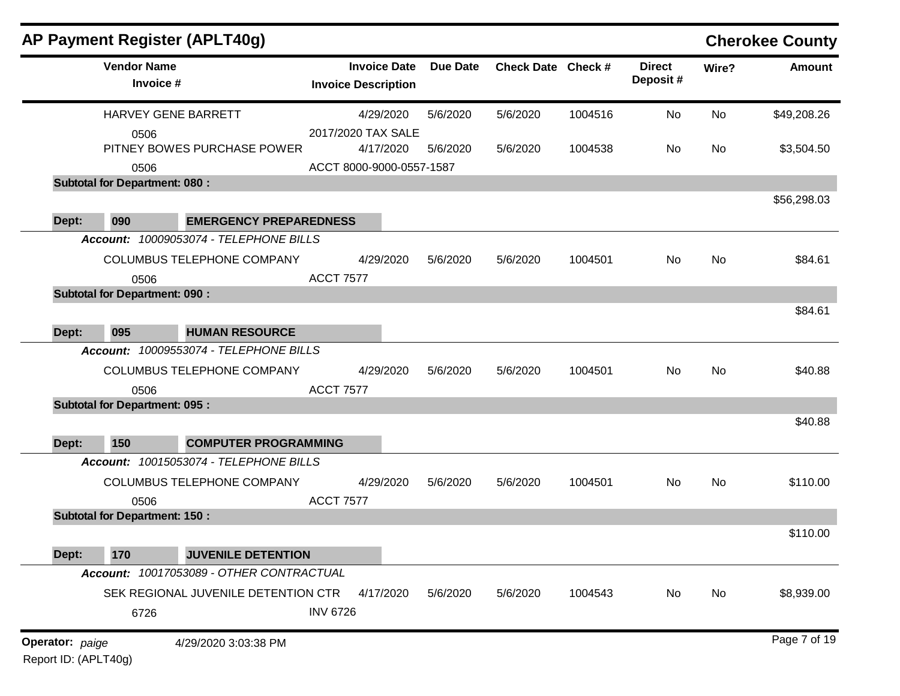## AP Payment Register (APLT40g)

**Cherokee County**

| Vendor Name / Invoice # | Invoice Date / Invoice Description | Due Date | Check Date | Check # | Direct Deposit # | Wire? | Amount |
|---|---|---|---|---|---|---|---|
| HARVEY GENE BARRETT | 4/29/2020 | 5/6/2020 | 5/6/2020 | 1004516 | No | No | $49,208.26 |
| 0506 | 2017/2020 TAX SALE | | | | | | |
| PITNEY BOWES PURCHASE POWER | 4/17/2020 | 5/6/2020 | 5/6/2020 | 1004538 | No | No | $3,504.50 |
| 0506 | ACCT 8000-9000-0557-1587 | | | | | | |
| **Subtotal for Department: 080 :** | | | | | | | $56,298.03 |
| **Dept: 090 EMERGENCY PREPAREDNESS** | | | | | | | |
| ***Account:*** *10009053074 - TELEPHONE BILLS* | | | | | | | |
| COLUMBUS TELEPHONE COMPANY | 4/29/2020 | 5/6/2020 | 5/6/2020 | 1004501 | No | No | $84.61 |
| 0506 | ACCT 7577 | | | | | | |
| **Subtotal for Department: 090 :** | | | | | | | $84.61 |
| **Dept: 095 HUMAN RESOURCE** | | | | | | | |
| ***Account:*** *10009553074 - TELEPHONE BILLS* | | | | | | | |
| COLUMBUS TELEPHONE COMPANY | 4/29/2020 | 5/6/2020 | 5/6/2020 | 1004501 | No | No | $40.88 |
| 0506 | ACCT 7577 | | | | | | |
| **Subtotal for Department: 095 :** | | | | | | | $40.88 |
| **Dept: 150 COMPUTER PROGRAMMING** | | | | | | | |
| ***Account:*** *10015053074 - TELEPHONE BILLS* | | | | | | | |
| COLUMBUS TELEPHONE COMPANY | 4/29/2020 | 5/6/2020 | 5/6/2020 | 1004501 | No | No | $110.00 |
| 0506 | ACCT 7577 | | | | | | |
| **Subtotal for Department: 150 :** | | | | | | | $110.00 |
| **Dept: 170 JUVENILE DETENTION** | | | | | | | |
| ***Account:*** *10017053089 - OTHER CONTRACTUAL* | | | | | | | |
| SEK REGIONAL JUVENILE DETENTION CTR | 4/17/2020 | 5/6/2020 | 5/6/2020 | 1004543 | No | No | $8,939.00 |
| 6726 | INV 6726 | | | | | | |

**Operator:** *paige* 4/29/2020 3:03:38 PM

Report ID: (APLT40g)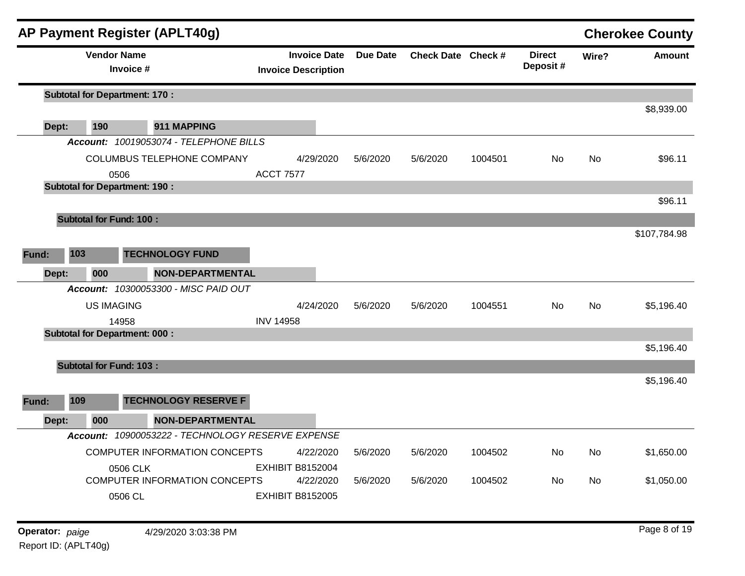# AP Payment Register (APLT40g)

**Cherokee County**

| Vendor Name / Invoice # | Invoice Date / Invoice Description | Due Date | Check Date | Check # | Direct Deposit # | Wire? | Amount |
|---|---|---|---|---|---|---|---|
| **Subtotal for Department: 170 :** | | | | | | | $8,939.00 |
| **Dept: 190 — 911 MAPPING** | | | | | | | |
| ***Account: 10019053074 - TELEPHONE BILLS*** | | | | | | | |
| COLUMBUS TELEPHONE COMPANY | 4/29/2020 | 5/6/2020 | 5/6/2020 | 1004501 | No | No | $96.11 |
| 0506 | ACCT 7577 | | | | | | |
| **Subtotal for Department: 190 :** | | | | | | | $96.11 |
| **Subtotal for Fund: 100 :** | | | | | | | $107,784.98 |
| **Fund: 103 — TECHNOLOGY FUND** | | | | | | | |
| **Dept: 000 — NON-DEPARTMENTAL** | | | | | | | |
| ***Account: 10300053300 - MISC PAID OUT*** | | | | | | | |
| US IMAGING | 4/24/2020 | 5/6/2020 | 5/6/2020 | 1004551 | No | No | $5,196.40 |
| 14958 | INV 14958 | | | | | | |
| **Subtotal for Department: 000 :** | | | | | | | $5,196.40 |
| **Subtotal for Fund: 103 :** | | | | | | | $5,196.40 |
| **Fund: 109 — TECHNOLOGY RESERVE F** | | | | | | | |
| **Dept: 000 — NON-DEPARTMENTAL** | | | | | | | |
| ***Account: 10900053222 - TECHNOLOGY RESERVE EXPENSE*** | | | | | | | |
| COMPUTER INFORMATION CONCEPTS | 4/22/2020 | 5/6/2020 | 5/6/2020 | 1004502 | No | No | $1,650.00 |
| 0506 CLK | EXHIBIT B8152004 | | | | | | |
| COMPUTER INFORMATION CONCEPTS | 4/22/2020 | 5/6/2020 | 5/6/2020 | 1004502 | No | No | $1,050.00 |
| 0506 CL | EXHIBIT B8152005 | | | | | | |

**Operator:** *paige* 4/29/2020 3:03:38 PM

Report ID: (APLT40g)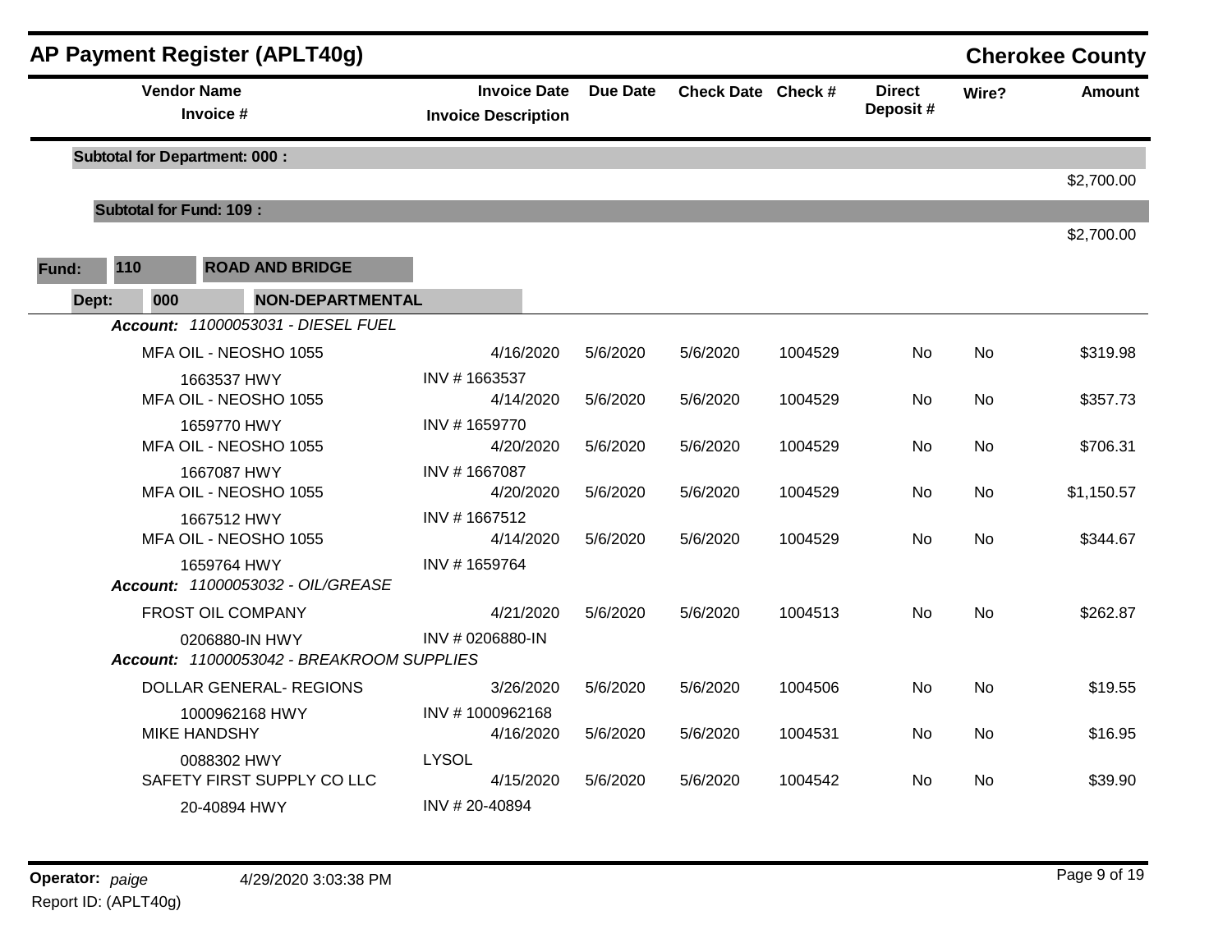## AP Payment Register (APLT40g)

**Cherokee County**

| Vendor Name / Invoice # | Invoice Date / Invoice Description | Due Date | Check Date | Check # | Direct Deposit # | Wire? | Amount |
|---|---|---|---|---|---|---|---|
| **Subtotal for Department: 000 :** | | | | | | | $2,700.00 |
| **Subtotal for Fund: 109 :** | | | | | | | $2,700.00 |

**Fund:** 110 **ROAD AND BRIDGE**

**Dept:** 000 **NON-DEPARTMENTAL**

***Account:*** *11000053031 - DIESEL FUEL*

| Vendor Name / Invoice # | Invoice Date / Invoice Description | Due Date | Check Date | Check # | Direct Deposit # | Wire? | Amount |
|---|---|---|---|---|---|---|---|
| MFA OIL - NEOSHO 1055 | 4/16/2020 | 5/6/2020 | 5/6/2020 | 1004529 | No | No | $319.98 |
| 1663537 HWY | INV # 1663537 | | | | | | |
| MFA OIL - NEOSHO 1055 | 4/14/2020 | 5/6/2020 | 5/6/2020 | 1004529 | No | No | $357.73 |
| 1659770 HWY | INV # 1659770 | | | | | | |
| MFA OIL - NEOSHO 1055 | 4/20/2020 | 5/6/2020 | 5/6/2020 | 1004529 | No | No | $706.31 |
| 1667087 HWY | INV # 1667087 | | | | | | |
| MFA OIL - NEOSHO 1055 | 4/20/2020 | 5/6/2020 | 5/6/2020 | 1004529 | No | No | $1,150.57 |
| 1667512 HWY | INV # 1667512 | | | | | | |
| MFA OIL - NEOSHO 1055 | 4/14/2020 | 5/6/2020 | 5/6/2020 | 1004529 | No | No | $344.67 |
| 1659764 HWY | INV # 1659764 | | | | | | |

***Account:*** *11000053032 - OIL/GREASE*

| Vendor Name / Invoice # | Invoice Date / Invoice Description | Due Date | Check Date | Check # | Direct Deposit # | Wire? | Amount |
|---|---|---|---|---|---|---|---|
| FROST OIL COMPANY | 4/21/2020 | 5/6/2020 | 5/6/2020 | 1004513 | No | No | $262.87 |
| 0206880-IN HWY | INV # 0206880-IN | | | | | | |

***Account:*** *11000053042 - BREAKROOM SUPPLIES*

| Vendor Name / Invoice # | Invoice Date / Invoice Description | Due Date | Check Date | Check # | Direct Deposit # | Wire? | Amount |
|---|---|---|---|---|---|---|---|
| DOLLAR GENERAL- REGIONS | 3/26/2020 | 5/6/2020 | 5/6/2020 | 1004506 | No | No | $19.55 |
| 1000962168 HWY | INV # 1000962168 | | | | | | |
| MIKE HANDSHY | 4/16/2020 | 5/6/2020 | 5/6/2020 | 1004531 | No | No | $16.95 |
| 0088302 HWY | LYSOL | | | | | | |
| SAFETY FIRST SUPPLY CO LLC | 4/15/2020 | 5/6/2020 | 5/6/2020 | 1004542 | No | No | $39.90 |
| 20-40894 HWY | INV # 20-40894 | | | | | | |

**Operator:** *paige* 4/29/2020 3:03:38 PM

Report ID: (APLT40g)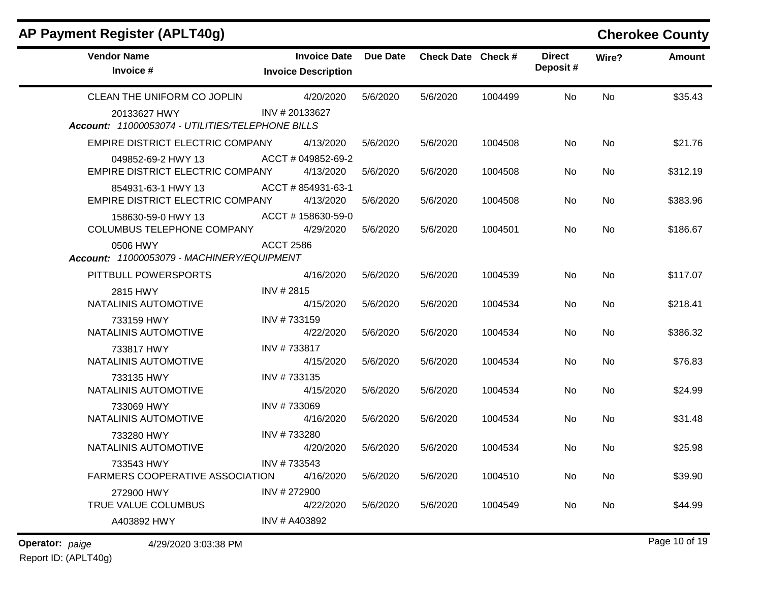## AP Payment Register (APLT40g)

**Cherokee County**

| Vendor Name / Invoice # | Invoice Date / Invoice Description | Due Date | Check Date | Check # | Direct Deposit # | Wire? | Amount |
|---|---|---|---|---|---|---|---|
| CLEAN THE UNIFORM CO JOPLIN | 4/20/2020 | 5/6/2020 | 5/6/2020 | 1004499 | No | No | $35.43 |
| 20133627 HWY | INV # 20133627 | | | | | | |
| ***Account:* 11000053074 - UTILITIES/TELEPHONE BILLS** | | | | | | | |
| EMPIRE DISTRICT ELECTRIC COMPANY | 4/13/2020 | 5/6/2020 | 5/6/2020 | 1004508 | No | No | $21.76 |
| 049852-69-2 HWY 13 | ACCT # 049852-69-2 | | | | | | |
| EMPIRE DISTRICT ELECTRIC COMPANY | 4/13/2020 | 5/6/2020 | 5/6/2020 | 1004508 | No | No | $312.19 |
| 854931-63-1 HWY 13 | ACCT # 854931-63-1 | | | | | | |
| EMPIRE DISTRICT ELECTRIC COMPANY | 4/13/2020 | 5/6/2020 | 5/6/2020 | 1004508 | No | No | $383.96 |
| 158630-59-0 HWY 13 | ACCT # 158630-59-0 | | | | | | |
| COLUMBUS TELEPHONE COMPANY | 4/29/2020 | 5/6/2020 | 5/6/2020 | 1004501 | No | No | $186.67 |
| 0506 HWY | ACCT 2586 | | | | | | |
| ***Account:* 11000053079 - MACHINERY/EQUIPMENT** | | | | | | | |
| PITTBULL POWERSPORTS | 4/16/2020 | 5/6/2020 | 5/6/2020 | 1004539 | No | No | $117.07 |
| 2815 HWY | INV # 2815 | | | | | | |
| NATALINIS AUTOMOTIVE | 4/15/2020 | 5/6/2020 | 5/6/2020 | 1004534 | No | No | $218.41 |
| 733159 HWY | INV # 733159 | | | | | | |
| NATALINIS AUTOMOTIVE | 4/22/2020 | 5/6/2020 | 5/6/2020 | 1004534 | No | No | $386.32 |
| 733817 HWY | INV # 733817 | | | | | | |
| NATALINIS AUTOMOTIVE | 4/15/2020 | 5/6/2020 | 5/6/2020 | 1004534 | No | No | $76.83 |
| 733135 HWY | INV # 733135 | | | | | | |
| NATALINIS AUTOMOTIVE | 4/15/2020 | 5/6/2020 | 5/6/2020 | 1004534 | No | No | $24.99 |
| 733069 HWY | INV # 733069 | | | | | | |
| NATALINIS AUTOMOTIVE | 4/16/2020 | 5/6/2020 | 5/6/2020 | 1004534 | No | No | $31.48 |
| 733280 HWY | INV # 733280 | | | | | | |
| NATALINIS AUTOMOTIVE | 4/20/2020 | 5/6/2020 | 5/6/2020 | 1004534 | No | No | $25.98 |
| 733543 HWY | INV # 733543 | | | | | | |
| FARMERS COOPERATIVE ASSOCIATION | 4/16/2020 | 5/6/2020 | 5/6/2020 | 1004510 | No | No | $39.90 |
| 272900 HWY | INV # 272900 | | | | | | |
| TRUE VALUE COLUMBUS | 4/22/2020 | 5/6/2020 | 5/6/2020 | 1004549 | No | No | $44.99 |
| A403892 HWY | INV # A403892 | | | | | | |

**Operator:** *paige* 4/29/2020 3:03:38 PM

Report ID: (APLT40g)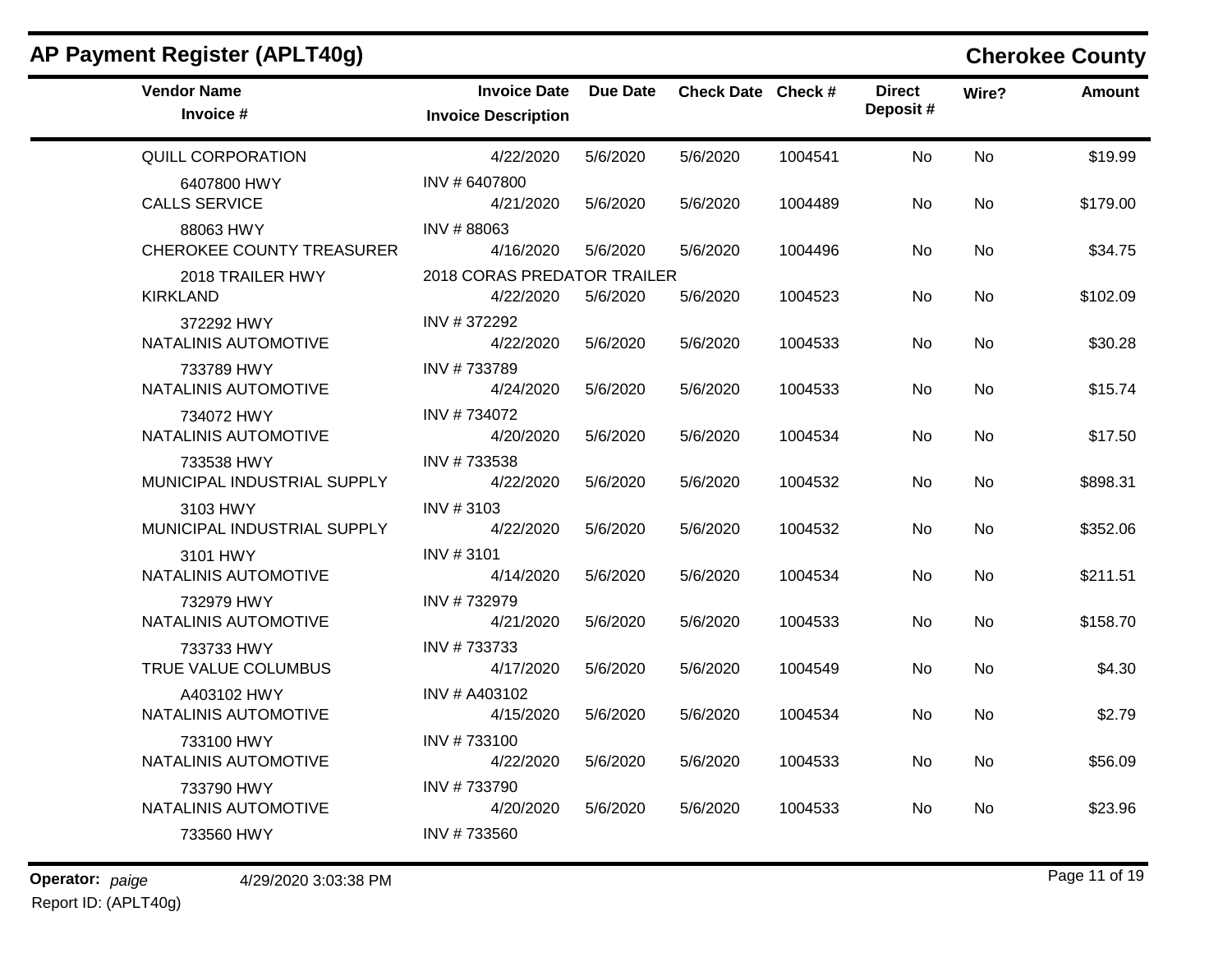# AP Payment Register (APLT40g)

## Cherokee County

| Vendor Name / Invoice # | Invoice Date / Invoice Description | Due Date | Check Date | Check # | Direct Deposit # | Wire? | Amount |
|---|---|---|---|---|---|---|---|
| QUILL CORPORATION | 4/22/2020 | 5/6/2020 | 5/6/2020 | 1004541 | No | No | $19.99 |
| 6407800 HWY | INV # 6407800 | | | | | | |
| CALLS SERVICE | 4/21/2020 | 5/6/2020 | 5/6/2020 | 1004489 | No | No | $179.00 |
| 88063 HWY | INV # 88063 | | | | | | |
| CHEROKEE COUNTY TREASURER | 4/16/2020 | 5/6/2020 | 5/6/2020 | 1004496 | No | No | $34.75 |
| 2018 TRAILER HWY | 2018 CORAS PREDATOR TRAILER | | | | | | |
| KIRKLAND | 4/22/2020 | 5/6/2020 | 5/6/2020 | 1004523 | No | No | $102.09 |
| 372292 HWY | INV # 372292 | | | | | | |
| NATALINIS AUTOMOTIVE | 4/22/2020 | 5/6/2020 | 5/6/2020 | 1004533 | No | No | $30.28 |
| 733789 HWY | INV # 733789 | | | | | | |
| NATALINIS AUTOMOTIVE | 4/24/2020 | 5/6/2020 | 5/6/2020 | 1004533 | No | No | $15.74 |
| 734072 HWY | INV # 734072 | | | | | | |
| NATALINIS AUTOMOTIVE | 4/20/2020 | 5/6/2020 | 5/6/2020 | 1004534 | No | No | $17.50 |
| 733538 HWY | INV # 733538 | | | | | | |
| MUNICIPAL INDUSTRIAL SUPPLY | 4/22/2020 | 5/6/2020 | 5/6/2020 | 1004532 | No | No | $898.31 |
| 3103 HWY | INV # 3103 | | | | | | |
| MUNICIPAL INDUSTRIAL SUPPLY | 4/22/2020 | 5/6/2020 | 5/6/2020 | 1004532 | No | No | $352.06 |
| 3101 HWY | INV # 3101 | | | | | | |
| NATALINIS AUTOMOTIVE | 4/14/2020 | 5/6/2020 | 5/6/2020 | 1004534 | No | No | $211.51 |
| 732979 HWY | INV # 732979 | | | | | | |
| NATALINIS AUTOMOTIVE | 4/21/2020 | 5/6/2020 | 5/6/2020 | 1004533 | No | No | $158.70 |
| 733733 HWY | INV # 733733 | | | | | | |
| TRUE VALUE COLUMBUS | 4/17/2020 | 5/6/2020 | 5/6/2020 | 1004549 | No | No | $4.30 |
| A403102 HWY | INV # A403102 | | | | | | |
| NATALINIS AUTOMOTIVE | 4/15/2020 | 5/6/2020 | 5/6/2020 | 1004534 | No | No | $2.79 |
| 733100 HWY | INV # 733100 | | | | | | |
| NATALINIS AUTOMOTIVE | 4/22/2020 | 5/6/2020 | 5/6/2020 | 1004533 | No | No | $56.09 |
| 733790 HWY | INV # 733790 | | | | | | |
| NATALINIS AUTOMOTIVE | 4/20/2020 | 5/6/2020 | 5/6/2020 | 1004533 | No | No | $23.96 |
| 733560 HWY | INV # 733560 | | | | | | |

**Operator:** *paige* 4/29/2020 3:03:38 PM

Report ID: (APLT40g)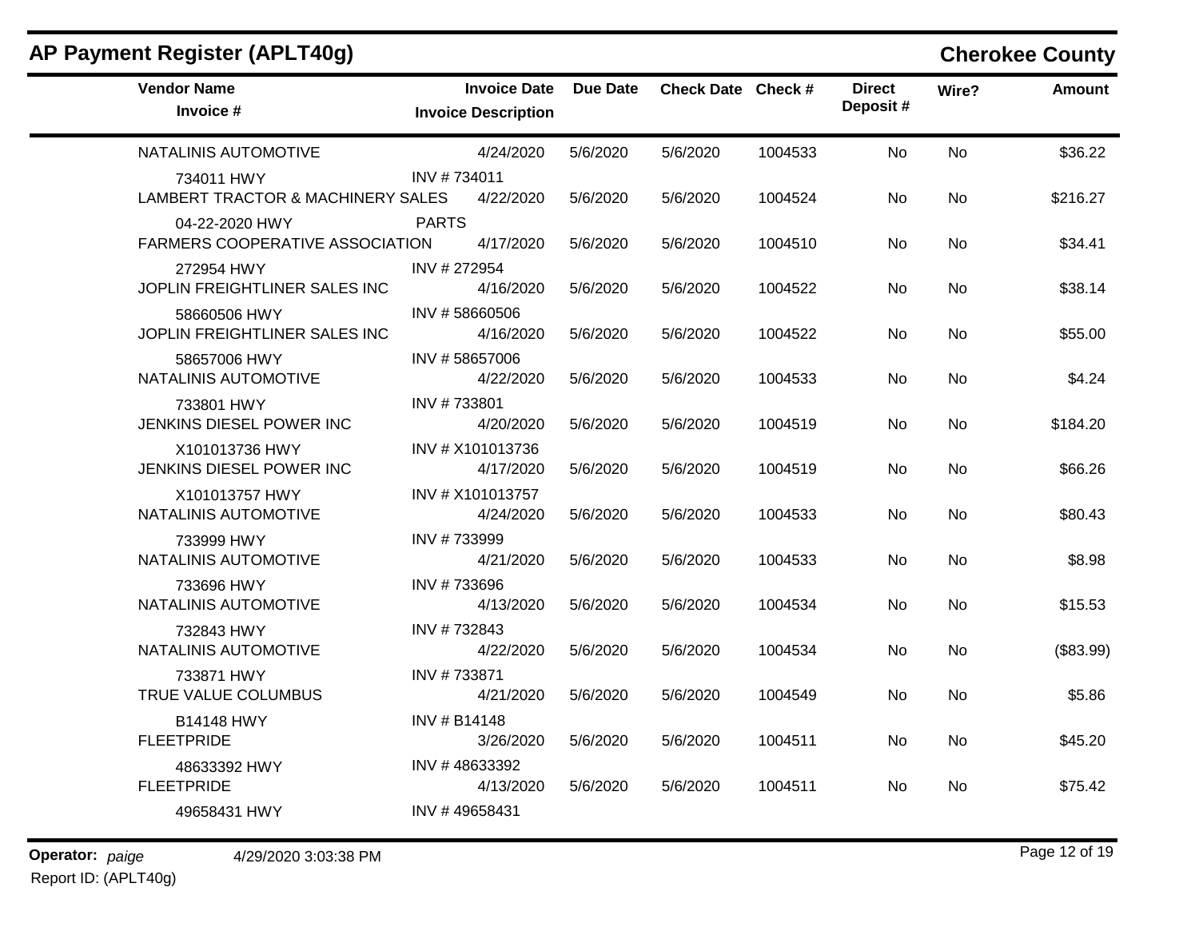## AP Payment Register (APLT40g)

## Cherokee County

| Vendor Name / Invoice # | Invoice Date / Invoice Description | Due Date | Check Date | Check # | Direct Deposit # | Wire? | Amount |
|---|---|---|---|---|---|---|---|
| NATALINIS AUTOMOTIVE | 4/24/2020 | 5/6/2020 | 5/6/2020 | 1004533 | No | No | $36.22 |
| 734011 HWY | INV # 734011 | | | | | | |
| LAMBERT TRACTOR & MACHINERY SALES | 4/22/2020 | 5/6/2020 | 5/6/2020 | 1004524 | No | No | $216.27 |
| 04-22-2020 HWY | PARTS | | | | | | |
| FARMERS COOPERATIVE ASSOCIATION | 4/17/2020 | 5/6/2020 | 5/6/2020 | 1004510 | No | No | $34.41 |
| 272954 HWY | INV # 272954 | | | | | | |
| JOPLIN FREIGHTLINER SALES INC | 4/16/2020 | 5/6/2020 | 5/6/2020 | 1004522 | No | No | $38.14 |
| 58660506 HWY | INV # 58660506 | | | | | | |
| JOPLIN FREIGHTLINER SALES INC | 4/16/2020 | 5/6/2020 | 5/6/2020 | 1004522 | No | No | $55.00 |
| 58657006 HWY | INV # 58657006 | | | | | | |
| NATALINIS AUTOMOTIVE | 4/22/2020 | 5/6/2020 | 5/6/2020 | 1004533 | No | No | $4.24 |
| 733801 HWY | INV # 733801 | | | | | | |
| JENKINS DIESEL POWER INC | 4/20/2020 | 5/6/2020 | 5/6/2020 | 1004519 | No | No | $184.20 |
| X101013736 HWY | INV # X101013736 | | | | | | |
| JENKINS DIESEL POWER INC | 4/17/2020 | 5/6/2020 | 5/6/2020 | 1004519 | No | No | $66.26 |
| X101013757 HWY | INV # X101013757 | | | | | | |
| NATALINIS AUTOMOTIVE | 4/24/2020 | 5/6/2020 | 5/6/2020 | 1004533 | No | No | $80.43 |
| 733999 HWY | INV # 733999 | | | | | | |
| NATALINIS AUTOMOTIVE | 4/21/2020 | 5/6/2020 | 5/6/2020 | 1004533 | No | No | $8.98 |
| 733696 HWY | INV # 733696 | | | | | | |
| NATALINIS AUTOMOTIVE | 4/13/2020 | 5/6/2020 | 5/6/2020 | 1004534 | No | No | $15.53 |
| 732843 HWY | INV # 732843 | | | | | | |
| NATALINIS AUTOMOTIVE | 4/22/2020 | 5/6/2020 | 5/6/2020 | 1004534 | No | No | ($83.99) |
| 733871 HWY | INV # 733871 | | | | | | |
| TRUE VALUE COLUMBUS | 4/21/2020 | 5/6/2020 | 5/6/2020 | 1004549 | No | No | $5.86 |
| B14148 HWY | INV # B14148 | | | | | | |
| FLEETPRIDE | 3/26/2020 | 5/6/2020 | 5/6/2020 | 1004511 | No | No | $45.20 |
| 48633392 HWY | INV # 48633392 | | | | | | |
| FLEETPRIDE | 4/13/2020 | 5/6/2020 | 5/6/2020 | 1004511 | No | No | $75.42 |
| 49658431 HWY | INV # 49658431 | | | | | | |

**Operator:** *paige* 4/29/2020 3:03:38 PM

Report ID: (APLT40g)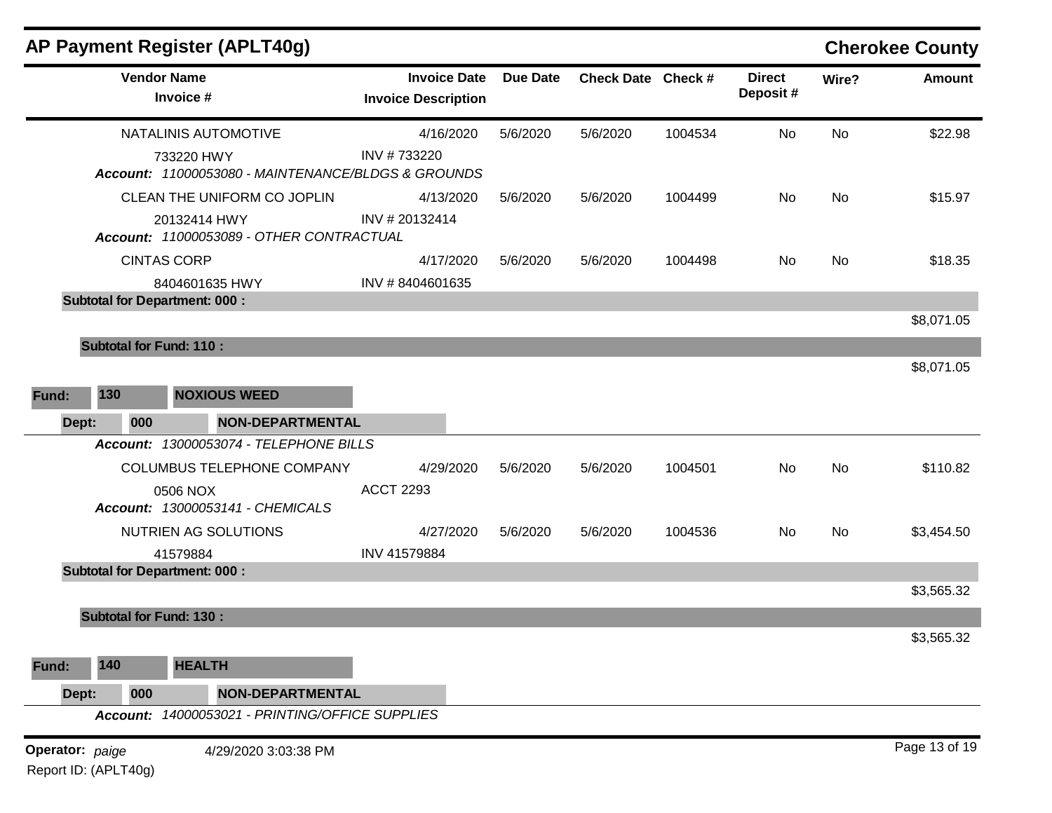## AP Payment Register (APLT40g)

**Cherokee County**

| Vendor Name / Invoice # | Invoice Date / Invoice Description | Due Date | Check Date | Check # | Direct Deposit # | Wire? | Amount |
|---|---|---|---|---|---|---|---|
| NATALINIS AUTOMOTIVE | 4/16/2020 | 5/6/2020 | 5/6/2020 | 1004534 | No | No | $22.98 |
| 733220 HWY | INV # 733220 | | | | | | |
| ***Account:*** *11000053080 - MAINTENANCE/BLDGS & GROUNDS* | | | | | | | |
| CLEAN THE UNIFORM CO JOPLIN | 4/13/2020 | 5/6/2020 | 5/6/2020 | 1004499 | No | No | $15.97 |
| 20132414 HWY | INV # 20132414 | | | | | | |
| ***Account:*** *11000053089 - OTHER CONTRACTUAL* | | | | | | | |
| CINTAS CORP | 4/17/2020 | 5/6/2020 | 5/6/2020 | 1004498 | No | No | $18.35 |
| 8404601635 HWY | INV # 8404601635 | | | | | | |
| **Subtotal for Department: 000 :** | | | | | | | $8,071.05 |
| **Subtotal for Fund: 110 :** | | | | | | | $8,071.05 |

**Fund:** 130 **NOXIOUS WEED**

**Dept:** 000 **NON-DEPARTMENTAL**

| Vendor Name / Invoice # | Invoice Date / Invoice Description | Due Date | Check Date | Check # | Direct Deposit # | Wire? | Amount |
|---|---|---|---|---|---|---|---|
| ***Account:*** *13000053074 - TELEPHONE BILLS* | | | | | | | |
| COLUMBUS TELEPHONE COMPANY | 4/29/2020 | 5/6/2020 | 5/6/2020 | 1004501 | No | No | $110.82 |
| 0506 NOX | ACCT 2293 | | | | | | |
| ***Account:*** *13000053141 - CHEMICALS* | | | | | | | |
| NUTRIEN AG SOLUTIONS | 4/27/2020 | 5/6/2020 | 5/6/2020 | 1004536 | No | No | $3,454.50 |
| 41579884 | INV 41579884 | | | | | | |
| **Subtotal for Department: 000 :** | | | | | | | $3,565.32 |
| **Subtotal for Fund: 130 :** | | | | | | | $3,565.32 |

**Fund:** 140 **HEALTH**

**Dept:** 000 **NON-DEPARTMENTAL**

***Account:*** *14000053021 - PRINTING/OFFICE SUPPLIES*

**Operator:** *paige* 4/29/2020 3:03:38 PM

Report ID: (APLT40g)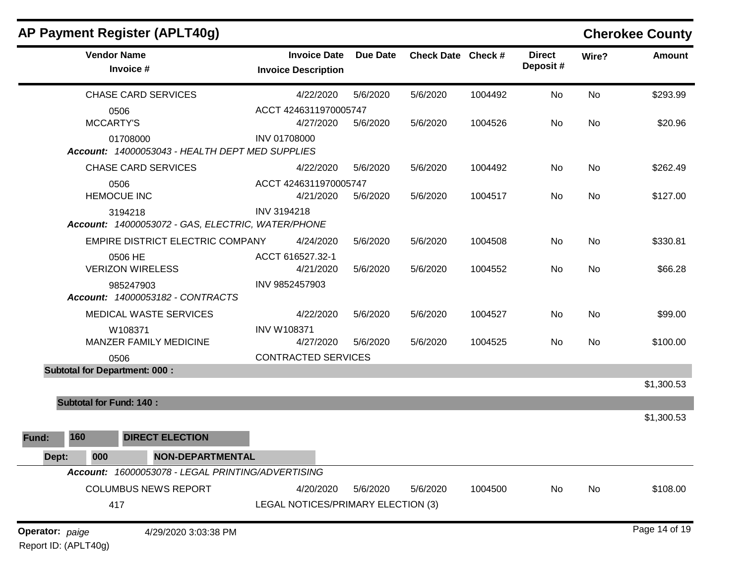# AP Payment Register (APLT40g)

**Cherokee County**

| Vendor Name / Invoice # | Invoice Date / Invoice Description | Due Date | Check Date | Check # | Direct Deposit # | Wire? | Amount |
|---|---|---|---|---|---|---|---|
| CHASE CARD SERVICES | 4/22/2020 | 5/6/2020 | 5/6/2020 | 1004492 | No | No | $293.99 |
| 0506 | ACCT 4246311970005747 | | | | | | |
| MCCARTY'S | 4/27/2020 | 5/6/2020 | 5/6/2020 | 1004526 | No | No | $20.96 |
| 01708000 | INV 01708000 | | | | | | |
| ***Account:** 14000053043 - HEALTH DEPT MED SUPPLIES* | | | | | | | |
| CHASE CARD SERVICES | 4/22/2020 | 5/6/2020 | 5/6/2020 | 1004492 | No | No | $262.49 |
| 0506 | ACCT 4246311970005747 | | | | | | |
| HEMOCUE INC | 4/21/2020 | 5/6/2020 | 5/6/2020 | 1004517 | No | No | $127.00 |
| 3194218 | INV 3194218 | | | | | | |
| ***Account:** 14000053072 - GAS, ELECTRIC, WATER/PHONE* | | | | | | | |
| EMPIRE DISTRICT ELECTRIC COMPANY | 4/24/2020 | 5/6/2020 | 5/6/2020 | 1004508 | No | No | $330.81 |
| 0506 HE | ACCT 616527.32-1 | | | | | | |
| VERIZON WIRELESS | 4/21/2020 | 5/6/2020 | 5/6/2020 | 1004552 | No | No | $66.28 |
| 985247903 | INV 9852457903 | | | | | | |
| ***Account:** 14000053182 - CONTRACTS* | | | | | | | |
| MEDICAL WASTE SERVICES | 4/22/2020 | 5/6/2020 | 5/6/2020 | 1004527 | No | No | $99.00 |
| W108371 | INV W108371 | | | | | | |
| MANZER FAMILY MEDICINE | 4/27/2020 | 5/6/2020 | 5/6/2020 | 1004525 | No | No | $100.00 |
| 0506 | CONTRACTED SERVICES | | | | | | |
| **Subtotal for Department: 000 :** | | | | | | | $1,300.53 |
| **Subtotal for Fund: 140 :** | | | | | | | $1,300.53 |

**Fund: 160 DIRECT ELECTION**

**Dept: 000 NON-DEPARTMENTAL**

| Vendor Name / Invoice # | Invoice Date / Invoice Description | Due Date | Check Date | Check # | Direct Deposit # | Wire? | Amount |
|---|---|---|---|---|---|---|---|
| ***Account:** 16000053078 - LEGAL PRINTING/ADVERTISING* | | | | | | | |
| COLUMBUS NEWS REPORT | 4/20/2020 | 5/6/2020 | 5/6/2020 | 1004500 | No | No | $108.00 |
| 417 | LEGAL NOTICES/PRIMARY ELECTION (3) | | | | | | |

**Operator:** *paige* 4/29/2020 3:03:38 PM

Report ID: (APLT40g)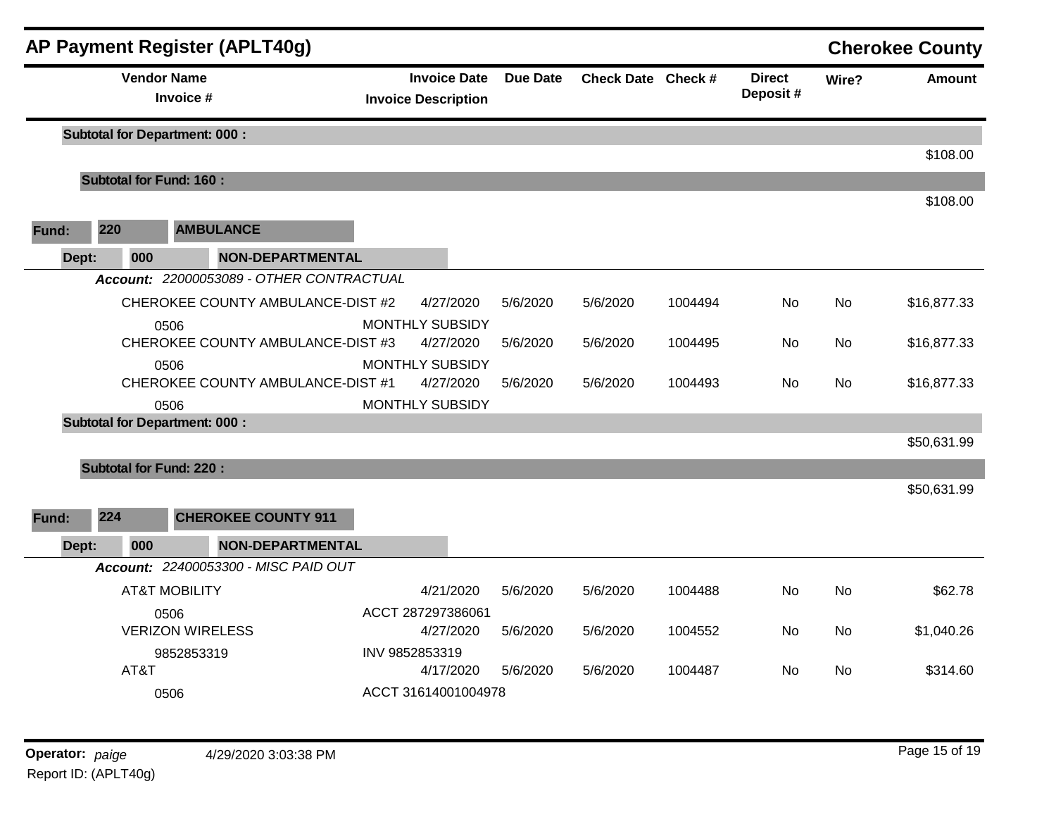## AP Payment Register (APLT40g)

**Cherokee County**

| Vendor Name / Invoice # | Invoice Date / Invoice Description | Due Date | Check Date | Check # | Direct Deposit # | Wire? | Amount |
|---|---|---|---|---|---|---|---|
| **Subtotal for Department: 000 :** | | | | | | | $108.00 |
| **Subtotal for Fund: 160 :** | | | | | | | $108.00 |
| **Fund: 220 AMBULANCE** | | | | | | | |
| **Dept: 000 NON-DEPARTMENTAL** | | | | | | | |
| ***Account: 22000053089 - OTHER CONTRACTUAL*** | | | | | | | |
| CHEROKEE COUNTY AMBULANCE-DIST #2 | 4/27/2020 | 5/6/2020 | 5/6/2020 | 1004494 | No | No | $16,877.33 |
| 0506 | MONTHLY SUBSIDY | | | | | | |
| CHEROKEE COUNTY AMBULANCE-DIST #3 | 4/27/2020 | 5/6/2020 | 5/6/2020 | 1004495 | No | No | $16,877.33 |
| 0506 | MONTHLY SUBSIDY | | | | | | |
| CHEROKEE COUNTY AMBULANCE-DIST #1 | 4/27/2020 | 5/6/2020 | 5/6/2020 | 1004493 | No | No | $16,877.33 |
| 0506 | MONTHLY SUBSIDY | | | | | | |
| **Subtotal for Department: 000 :** | | | | | | | $50,631.99 |
| **Subtotal for Fund: 220 :** | | | | | | | $50,631.99 |
| **Fund: 224 CHEROKEE COUNTY 911** | | | | | | | |
| **Dept: 000 NON-DEPARTMENTAL** | | | | | | | |
| ***Account: 22400053300 - MISC PAID OUT*** | | | | | | | |
| AT&T MOBILITY | 4/21/2020 | 5/6/2020 | 5/6/2020 | 1004488 | No | No | $62.78 |
| 0506 | ACCT 287297386061 | | | | | | |
| VERIZON WIRELESS | 4/27/2020 | 5/6/2020 | 5/6/2020 | 1004552 | No | No | $1,040.26 |
| 9852853319 | INV 9852853319 | | | | | | |
| AT&T | 4/17/2020 | 5/6/2020 | 5/6/2020 | 1004487 | No | No | $314.60 |
| 0506 | ACCT 31614001004978 | | | | | | |

**Operator:** *paige* 4/29/2020 3:03:38 PM

Report ID: (APLT40g)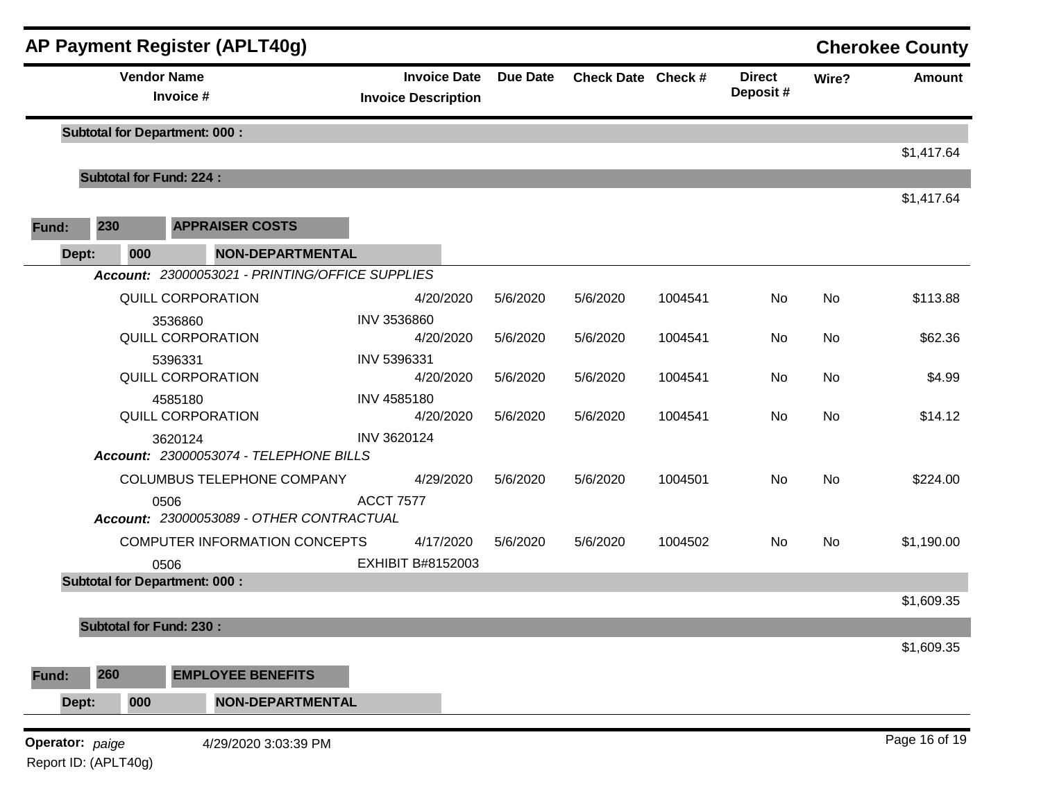## AP Payment Register (APLT40g) — Cherokee County

| Vendor Name / Invoice # | Invoice Date / Invoice Description | Due Date | Check Date | Check # | Direct Deposit # | Wire? | Amount |
|---|---|---|---|---|---|---|---|
| **Subtotal for Department: 000 :** | | | | | | | $1,417.64 |
| **Subtotal for Fund: 224 :** | | | | | | | $1,417.64 |

**Fund: 230 APPRAISER COSTS**

**Dept: 000 NON-DEPARTMENTAL**

***Account:*** *23000053021 - PRINTING/OFFICE SUPPLIES*

| Vendor Name / Invoice # | Invoice Date / Invoice Description | Due Date | Check Date | Check # | Direct Deposit # | Wire? | Amount |
|---|---|---|---|---|---|---|---|
| QUILL CORPORATION<br>3536860 | 4/20/2020<br>INV 3536860 | 5/6/2020 | 5/6/2020 | 1004541 | No | No | $113.88 |
| QUILL CORPORATION<br>5396331 | 4/20/2020<br>INV 5396331 | 5/6/2020 | 5/6/2020 | 1004541 | No | No | $62.36 |
| QUILL CORPORATION<br>4585180 | 4/20/2020<br>INV 4585180 | 5/6/2020 | 5/6/2020 | 1004541 | No | No | $4.99 |
| QUILL CORPORATION<br>3620124 | 4/20/2020<br>INV 3620124 | 5/6/2020 | 5/6/2020 | 1004541 | No | No | $14.12 |

***Account:*** *23000053074 - TELEPHONE BILLS*

| Vendor Name / Invoice # | Invoice Date / Invoice Description | Due Date | Check Date | Check # | Direct Deposit # | Wire? | Amount |
|---|---|---|---|---|---|---|---|
| COLUMBUS TELEPHONE COMPANY<br>0506 | 4/29/2020<br>ACCT 7577 | 5/6/2020 | 5/6/2020 | 1004501 | No | No | $224.00 |

***Account:*** *23000053089 - OTHER CONTRACTUAL*

| Vendor Name / Invoice # | Invoice Date / Invoice Description | Due Date | Check Date | Check # | Direct Deposit # | Wire? | Amount |
|---|---|---|---|---|---|---|---|
| COMPUTER INFORMATION CONCEPTS<br>0506 | 4/17/2020<br>EXHIBIT B#8152003 | 5/6/2020 | 5/6/2020 | 1004502 | No | No | $1,190.00 |
| **Subtotal for Department: 000 :** | | | | | | | $1,609.35 |
| **Subtotal for Fund: 230 :** | | | | | | | $1,609.35 |

**Fund: 260 EMPLOYEE BENEFITS**

**Dept: 000 NON-DEPARTMENTAL**

**Operator:** *paige* 4/29/2020 3:03:39 PM

Report ID: (APLT40g)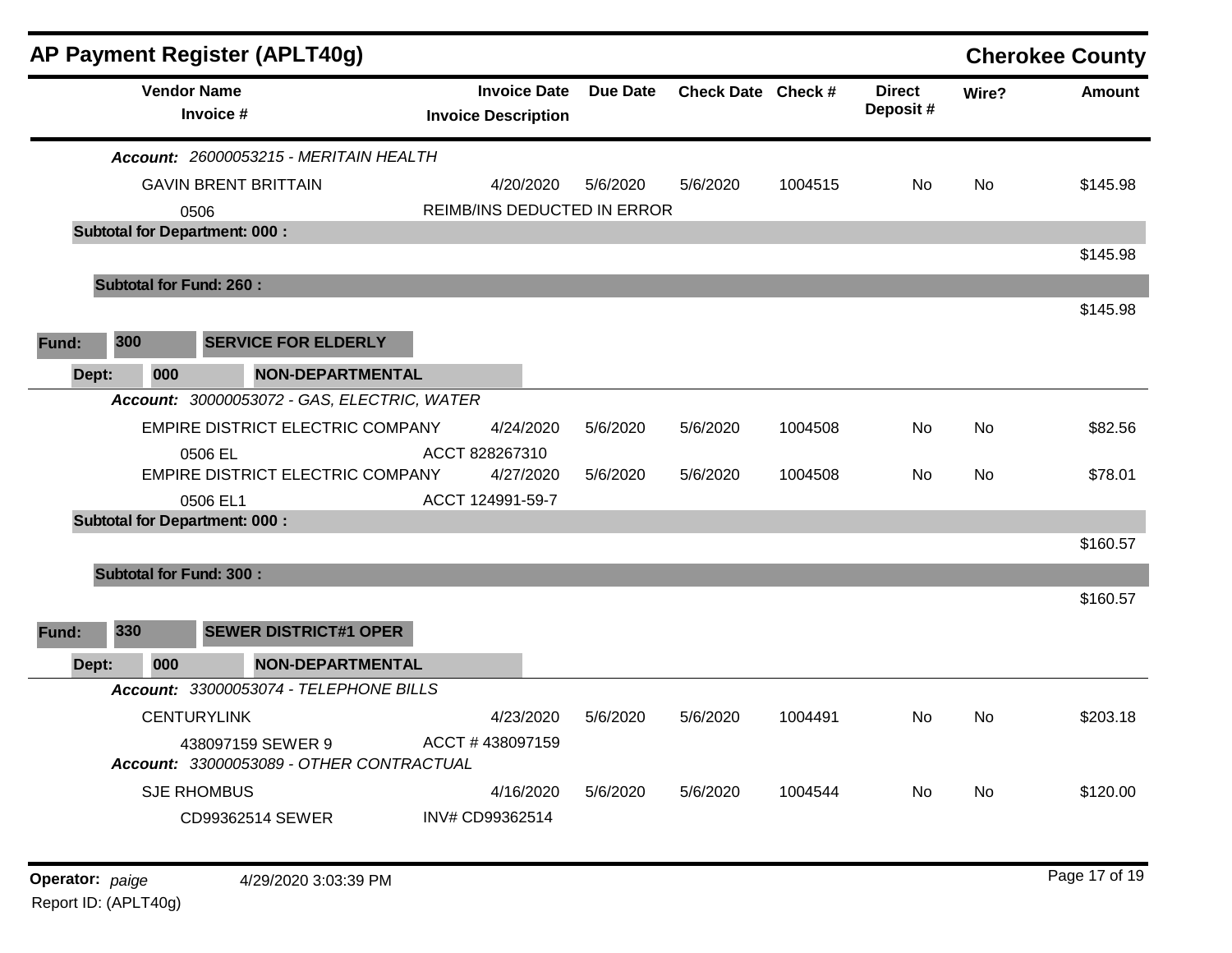## AP Payment Register (APLT40g) — Cherokee County

| Vendor Name / Invoice # | Invoice Date / Invoice Description | Due Date | Check Date | Check # | Direct Deposit # | Wire? | Amount |
|---|---|---|---|---|---|---|---|
| ***Account:*** *26000053215 - MERITAIN HEALTH* | | | | | | | |
| GAVIN BRENT BRITTAIN | 4/20/2020 | 5/6/2020 | 5/6/2020 | 1004515 | No | No | $145.98 |
| 0506 | REIMB/INS DEDUCTED IN ERROR | | | | | | |
| **Subtotal for Department: 000 :** | | | | | | | $145.98 |
| **Subtotal for Fund: 260 :** | | | | | | | $145.98 |
| **Fund: 300 SERVICE FOR ELDERLY** | | | | | | | |
| **Dept: 000 NON-DEPARTMENTAL** | | | | | | | |
| ***Account:*** *30000053072 - GAS, ELECTRIC, WATER* | | | | | | | |
| EMPIRE DISTRICT ELECTRIC COMPANY | 4/24/2020 | 5/6/2020 | 5/6/2020 | 1004508 | No | No | $82.56 |
| 0506 EL | ACCT 828267310 | | | | | | |
| EMPIRE DISTRICT ELECTRIC COMPANY | 4/27/2020 | 5/6/2020 | 5/6/2020 | 1004508 | No | No | $78.01 |
| 0506 EL1 | ACCT 124991-59-7 | | | | | | |
| **Subtotal for Department: 000 :** | | | | | | | $160.57 |
| **Subtotal for Fund: 300 :** | | | | | | | $160.57 |
| **Fund: 330 SEWER DISTRICT#1 OPER** | | | | | | | |
| **Dept: 000 NON-DEPARTMENTAL** | | | | | | | |
| ***Account:*** *33000053074 - TELEPHONE BILLS* | | | | | | | |
| CENTURYLINK | 4/23/2020 | 5/6/2020 | 5/6/2020 | 1004491 | No | No | $203.18 |
| 438097159 SEWER 9 | ACCT # 438097159 | | | | | | |
| ***Account:*** *33000053089 - OTHER CONTRACTUAL* | | | | | | | |
| SJE RHOMBUS | 4/16/2020 | 5/6/2020 | 5/6/2020 | 1004544 | No | No | $120.00 |
| CD99362514 SEWER | INV# CD99362514 | | | | | | |

**Operator:** *paige* 4/29/2020 3:03:39 PM

Report ID: (APLT40g)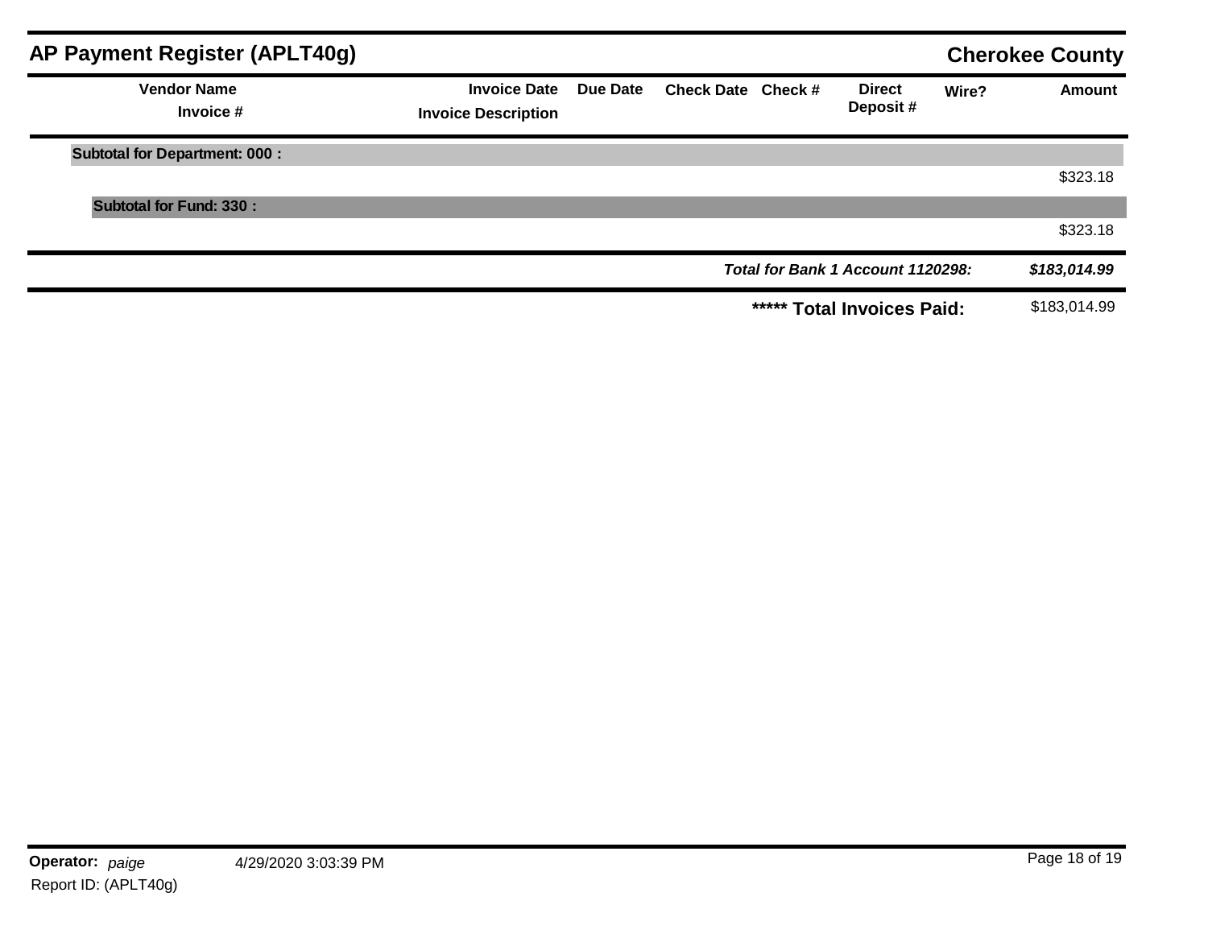## AP Payment Register (APLT40g)

**Cherokee County**

| Vendor Name / Invoice # | Invoice Date / Invoice Description | Due Date | Check Date | Check # | Direct Deposit # | Wire? | Amount |
|---|---|---|---|---|---|---|---|
| **Subtotal for Department: 000 :** | | | | | | | $323.18 |
| **Subtotal for Fund: 330 :** | | | | | | | $323.18 |
| | | | | | ***Total for Bank 1 Account 1120298:*** | | ***$183,014.99*** |
| | | | | | **\*\*\*\*\* Total Invoices Paid:** | | $183,014.99 |

**Operator:** *paige* 4/29/2020 3:03:39 PM

Report ID: (APLT40g)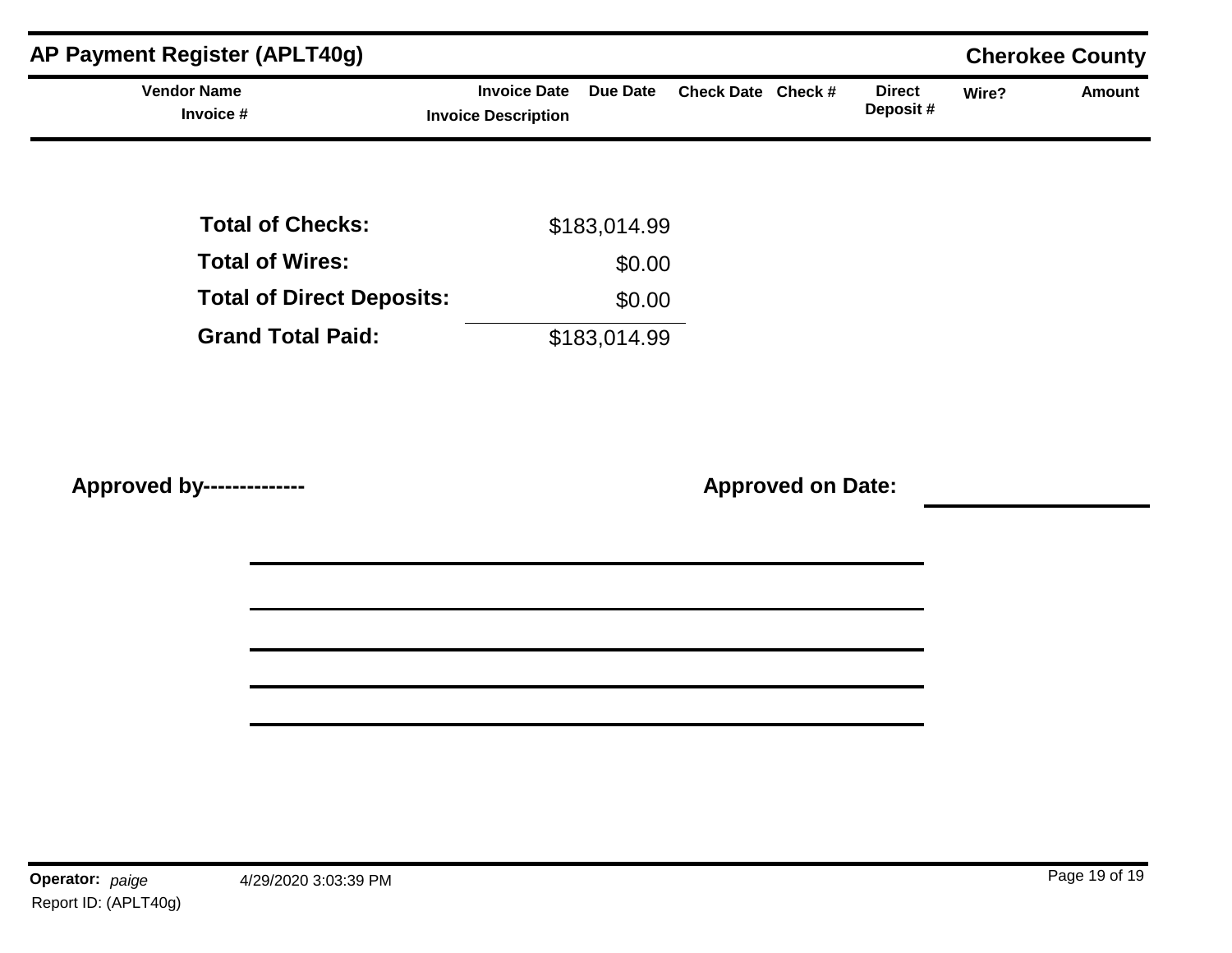**AP Payment Register (APLT40g)** **Cherokee County**

| Vendor Name / Invoice # | Invoice Date / Invoice Description | Due Date | Check Date | Check # | Direct Deposit # | Wire? | Amount |
|---|---|---|---|---|---|---|---|

| | |
|---|---|
| **Total of Checks:** | $183,014.99 |
| **Total of Wires:** | $0.00 |
| **Total of Direct Deposits:** | $0.00 |
| **Grand Total Paid:** | $183,014.99 |

**Approved by--------------** **Approved on Date:** ____________

____________________________________________

____________________________________________

____________________________________________

____________________________________________

____________________________________________

**Operator:** *paige* 4/29/2020 3:03:39 PM

Report ID: (APLT40g)